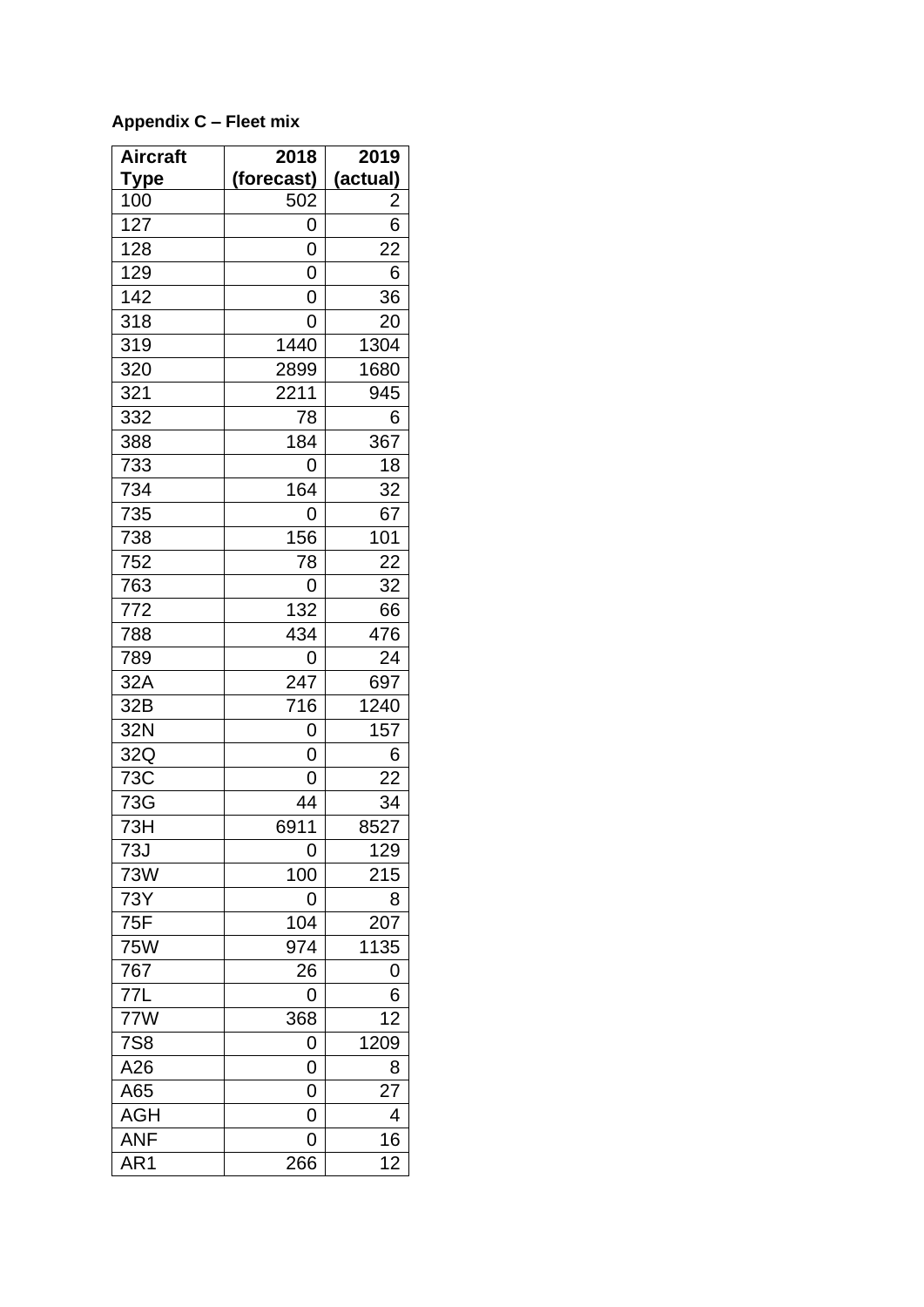**Appendix C – Fleet mix**

| Aircraft Type | 2018 (forecast) | 2019 (actual) |
|---|---|---|
| 100 | 502 | 2 |
| 127 | 0 | 6 |
| 128 | 0 | 22 |
| 129 | 0 | 6 |
| 142 | 0 | 36 |
| 318 | 0 | 20 |
| 319 | 1440 | 1304 |
| 320 | 2899 | 1680 |
| 321 | 2211 | 945 |
| 332 | 78 | 6 |
| 388 | 184 | 367 |
| 733 | 0 | 18 |
| 734 | 164 | 32 |
| 735 | 0 | 67 |
| 738 | 156 | 101 |
| 752 | 78 | 22 |
| 763 | 0 | 32 |
| 772 | 132 | 66 |
| 788 | 434 | 476 |
| 789 | 0 | 24 |
| 32A | 247 | 697 |
| 32B | 716 | 1240 |
| 32N | 0 | 157 |
| 32Q | 0 | 6 |
| 73C | 0 | 22 |
| 73G | 44 | 34 |
| 73H | 6911 | 8527 |
| 73J | 0 | 129 |
| 73W | 100 | 215 |
| 73Y | 0 | 8 |
| 75F | 104 | 207 |
| 75W | 974 | 1135 |
| 767 | 26 | 0 |
| 77L | 0 | 6 |
| 77W | 368 | 12 |
| 7S8 | 0 | 1209 |
| A26 | 0 | 8 |
| A65 | 0 | 27 |
| AGH | 0 | 4 |
| ANF | 0 | 16 |
| AR1 | 266 | 12 |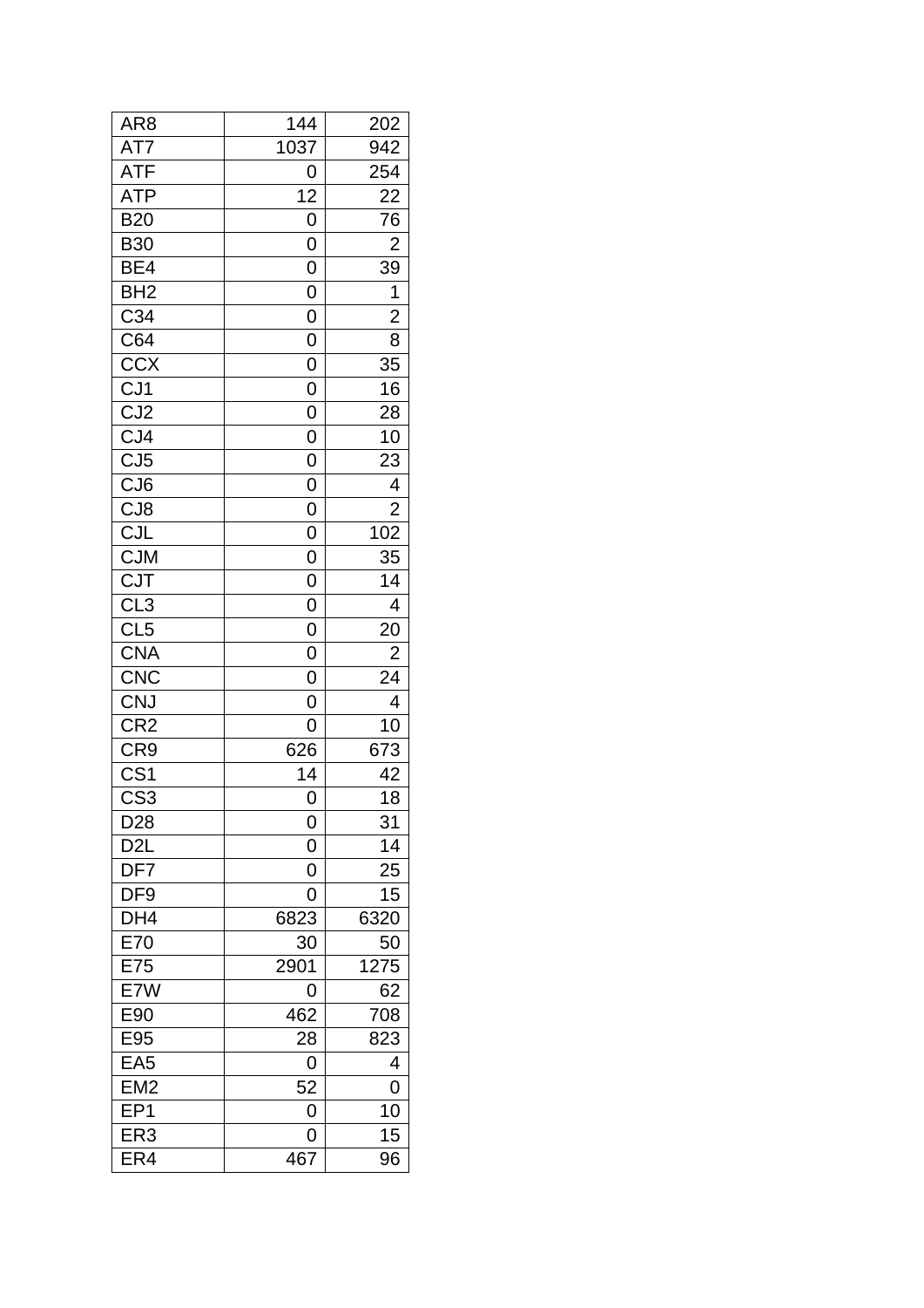| AR8 | 144 | 202 |
|---|---|---|
| AT7 | 1037 | 942 |
| ATF | 0 | 254 |
| ATP | 12 | 22 |
| B20 | 0 | 76 |
| B30 | 0 | 2 |
| BE4 | 0 | 39 |
| BH2 | 0 | 1 |
| C34 | 0 | 2 |
| C64 | 0 | 8 |
| CCX | 0 | 35 |
| CJ1 | 0 | 16 |
| CJ2 | 0 | 28 |
| CJ4 | 0 | 10 |
| CJ5 | 0 | 23 |
| CJ6 | 0 | 4 |
| CJ8 | 0 | 2 |
| CJL | 0 | 102 |
| CJM | 0 | 35 |
| CJT | 0 | 14 |
| CL3 | 0 | 4 |
| CL5 | 0 | 20 |
| CNA | 0 | 2 |
| CNC | 0 | 24 |
| CNJ | 0 | 4 |
| CR2 | 0 | 10 |
| CR9 | 626 | 673 |
| CS1 | 14 | 42 |
| CS3 | 0 | 18 |
| D28 | 0 | 31 |
| D2L | 0 | 14 |
| DF7 | 0 | 25 |
| DF9 | 0 | 15 |
| DH4 | 6823 | 6320 |
| E70 | 30 | 50 |
| E75 | 2901 | 1275 |
| E7W | 0 | 62 |
| E90 | 462 | 708 |
| E95 | 28 | 823 |
| EA5 | 0 | 4 |
| EM2 | 52 | 0 |
| EP1 | 0 | 10 |
| ER3 | 0 | 15 |
| ER4 | 467 | 96 |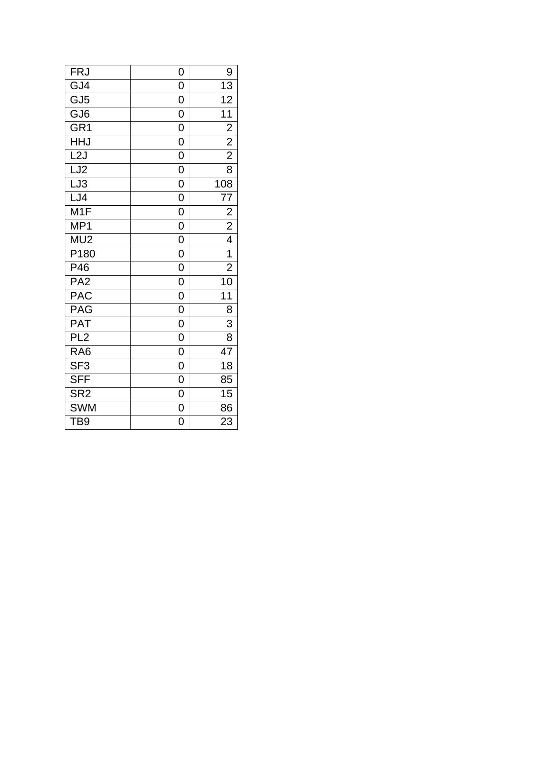| | | |
|---|---|---|
| FRJ | 0 | 9 |
| GJ4 | 0 | 13 |
| GJ5 | 0 | 12 |
| GJ6 | 0 | 11 |
| GR1 | 0 | 2 |
| HHJ | 0 | 2 |
| L2J | 0 | 2 |
| LJ2 | 0 | 8 |
| LJ3 | 0 | 108 |
| LJ4 | 0 | 77 |
| M1F | 0 | 2 |
| MP1 | 0 | 2 |
| MU2 | 0 | 4 |
| P180 | 0 | 1 |
| P46 | 0 | 2 |
| PA2 | 0 | 10 |
| PAC | 0 | 11 |
| PAG | 0 | 8 |
| PAT | 0 | 3 |
| PL2 | 0 | 8 |
| RA6 | 0 | 47 |
| SF3 | 0 | 18 |
| SFF | 0 | 85 |
| SR2 | 0 | 15 |
| SWM | 0 | 86 |
| TB9 | 0 | 23 |